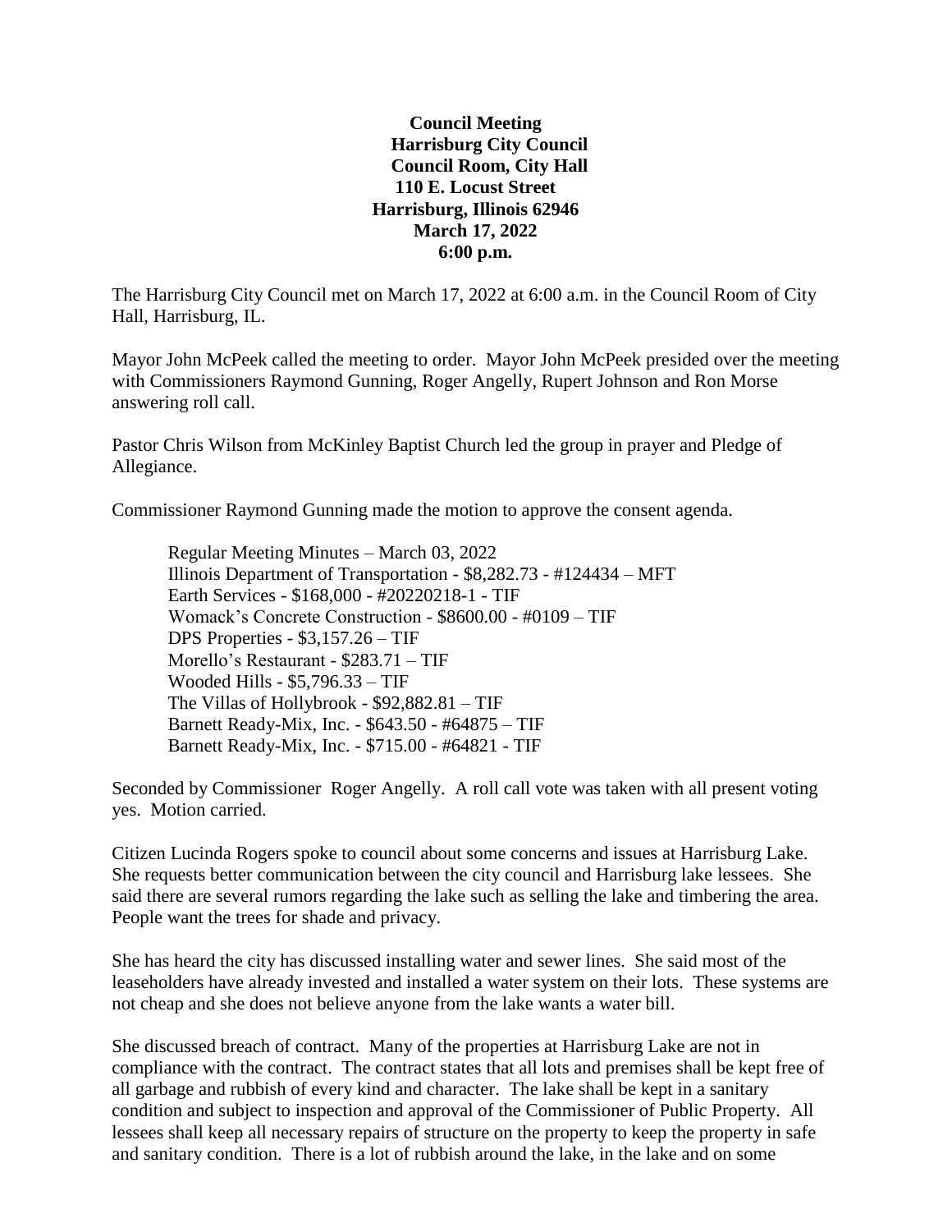**Council Meeting**
**Harrisburg City Council**
**Council Room, City Hall**
**110 E. Locust Street**
**Harrisburg, Illinois 62946**
**March 17, 2022**
**6:00 p.m.**

The Harrisburg City Council met on March 17, 2022 at 6:00 a.m. in the Council Room of City Hall, Harrisburg, IL.

Mayor John McPeek called the meeting to order. Mayor John McPeek presided over the meeting with Commissioners Raymond Gunning, Roger Angelly, Rupert Johnson and Ron Morse answering roll call.

Pastor Chris Wilson from McKinley Baptist Church led the group in prayer and Pledge of Allegiance.

Commissioner Raymond Gunning made the motion to approve the consent agenda.

Regular Meeting Minutes – March 03, 2022
Illinois Department of Transportation - $8,282.73 - #124434 – MFT
Earth Services - $168,000 - #20220218-1 - TIF
Womack's Concrete Construction - $8600.00 - #0109 – TIF
DPS Properties - $3,157.26 – TIF
Morello's Restaurant - $283.71 – TIF
Wooded Hills - $5,796.33 – TIF
The Villas of Hollybrook - $92,882.81 – TIF
Barnett Ready-Mix, Inc. - $643.50 - #64875 – TIF
Barnett Ready-Mix, Inc. - $715.00 - #64821 - TIF

Seconded by Commissioner Roger Angelly. A roll call vote was taken with all present voting yes. Motion carried.

Citizen Lucinda Rogers spoke to council about some concerns and issues at Harrisburg Lake. She requests better communication between the city council and Harrisburg lake lessees. She said there are several rumors regarding the lake such as selling the lake and timbering the area. People want the trees for shade and privacy.

She has heard the city has discussed installing water and sewer lines. She said most of the leaseholders have already invested and installed a water system on their lots. These systems are not cheap and she does not believe anyone from the lake wants a water bill.

She discussed breach of contract. Many of the properties at Harrisburg Lake are not in compliance with the contract. The contract states that all lots and premises shall be kept free of all garbage and rubbish of every kind and character. The lake shall be kept in a sanitary condition and subject to inspection and approval of the Commissioner of Public Property. All lessees shall keep all necessary repairs of structure on the property to keep the property in safe and sanitary condition. There is a lot of rubbish around the lake, in the lake and on some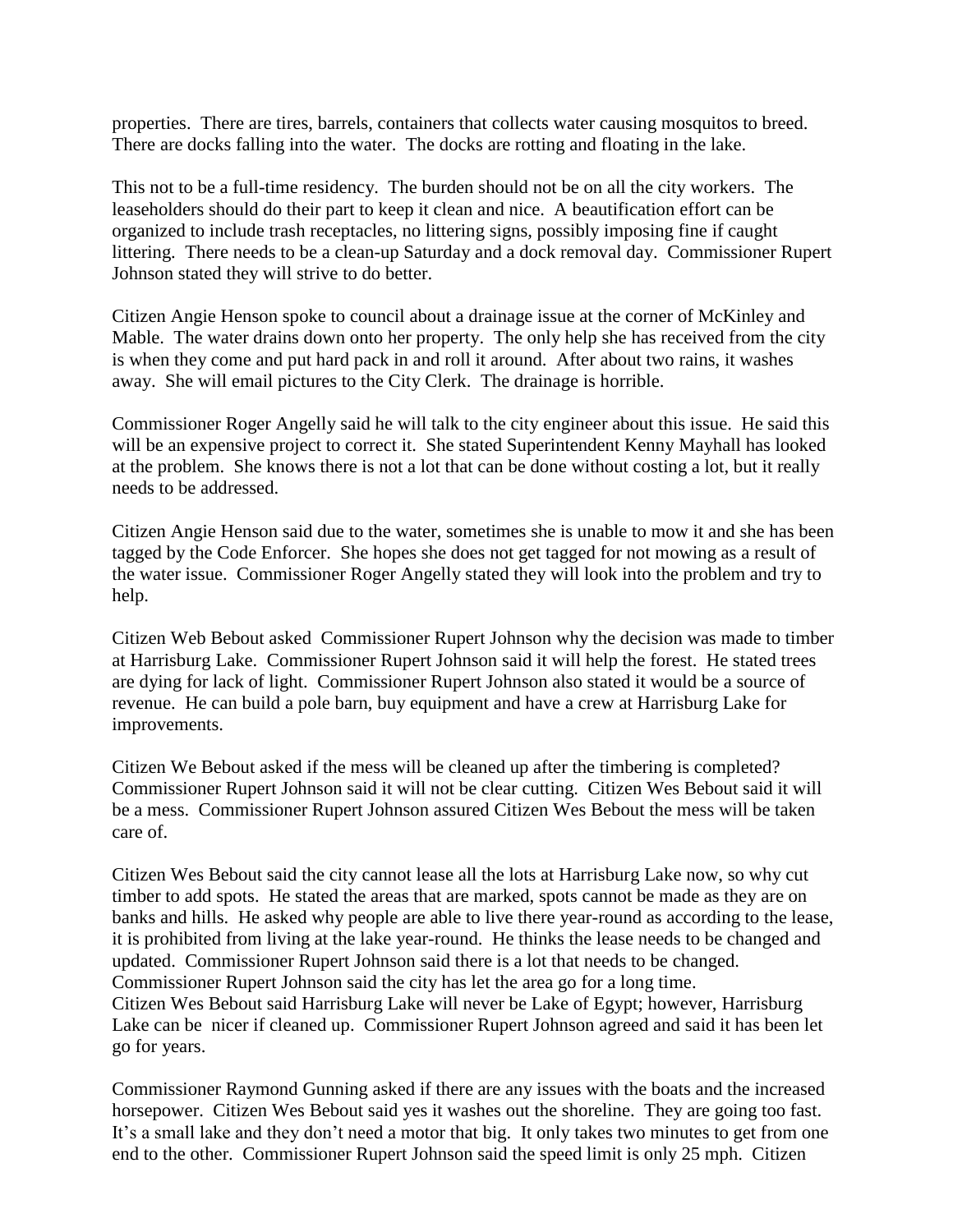properties. There are tires, barrels, containers that collects water causing mosquitos to breed. There are docks falling into the water. The docks are rotting and floating in the lake.

This not to be a full-time residency. The burden should not be on all the city workers. The leaseholders should do their part to keep it clean and nice. A beautification effort can be organized to include trash receptacles, no littering signs, possibly imposing fine if caught littering. There needs to be a clean-up Saturday and a dock removal day. Commissioner Rupert Johnson stated they will strive to do better.

Citizen Angie Henson spoke to council about a drainage issue at the corner of McKinley and Mable. The water drains down onto her property. The only help she has received from the city is when they come and put hard pack in and roll it around. After about two rains, it washes away. She will email pictures to the City Clerk. The drainage is horrible.

Commissioner Roger Angelly said he will talk to the city engineer about this issue. He said this will be an expensive project to correct it. She stated Superintendent Kenny Mayhall has looked at the problem. She knows there is not a lot that can be done without costing a lot, but it really needs to be addressed.

Citizen Angie Henson said due to the water, sometimes she is unable to mow it and she has been tagged by the Code Enforcer. She hopes she does not get tagged for not mowing as a result of the water issue. Commissioner Roger Angelly stated they will look into the problem and try to help.

Citizen Web Bebout asked Commissioner Rupert Johnson why the decision was made to timber at Harrisburg Lake. Commissioner Rupert Johnson said it will help the forest. He stated trees are dying for lack of light. Commissioner Rupert Johnson also stated it would be a source of revenue. He can build a pole barn, buy equipment and have a crew at Harrisburg Lake for improvements.

Citizen We Bebout asked if the mess will be cleaned up after the timbering is completed? Commissioner Rupert Johnson said it will not be clear cutting. Citizen Wes Bebout said it will be a mess. Commissioner Rupert Johnson assured Citizen Wes Bebout the mess will be taken care of.

Citizen Wes Bebout said the city cannot lease all the lots at Harrisburg Lake now, so why cut timber to add spots. He stated the areas that are marked, spots cannot be made as they are on banks and hills. He asked why people are able to live there year-round as according to the lease, it is prohibited from living at the lake year-round. He thinks the lease needs to be changed and updated. Commissioner Rupert Johnson said there is a lot that needs to be changed. Commissioner Rupert Johnson said the city has let the area go for a long time. Citizen Wes Bebout said Harrisburg Lake will never be Lake of Egypt; however, Harrisburg Lake can be nicer if cleaned up. Commissioner Rupert Johnson agreed and said it has been let go for years.

Commissioner Raymond Gunning asked if there are any issues with the boats and the increased horsepower. Citizen Wes Bebout said yes it washes out the shoreline. They are going too fast. It's a small lake and they don't need a motor that big. It only takes two minutes to get from one end to the other. Commissioner Rupert Johnson said the speed limit is only 25 mph. Citizen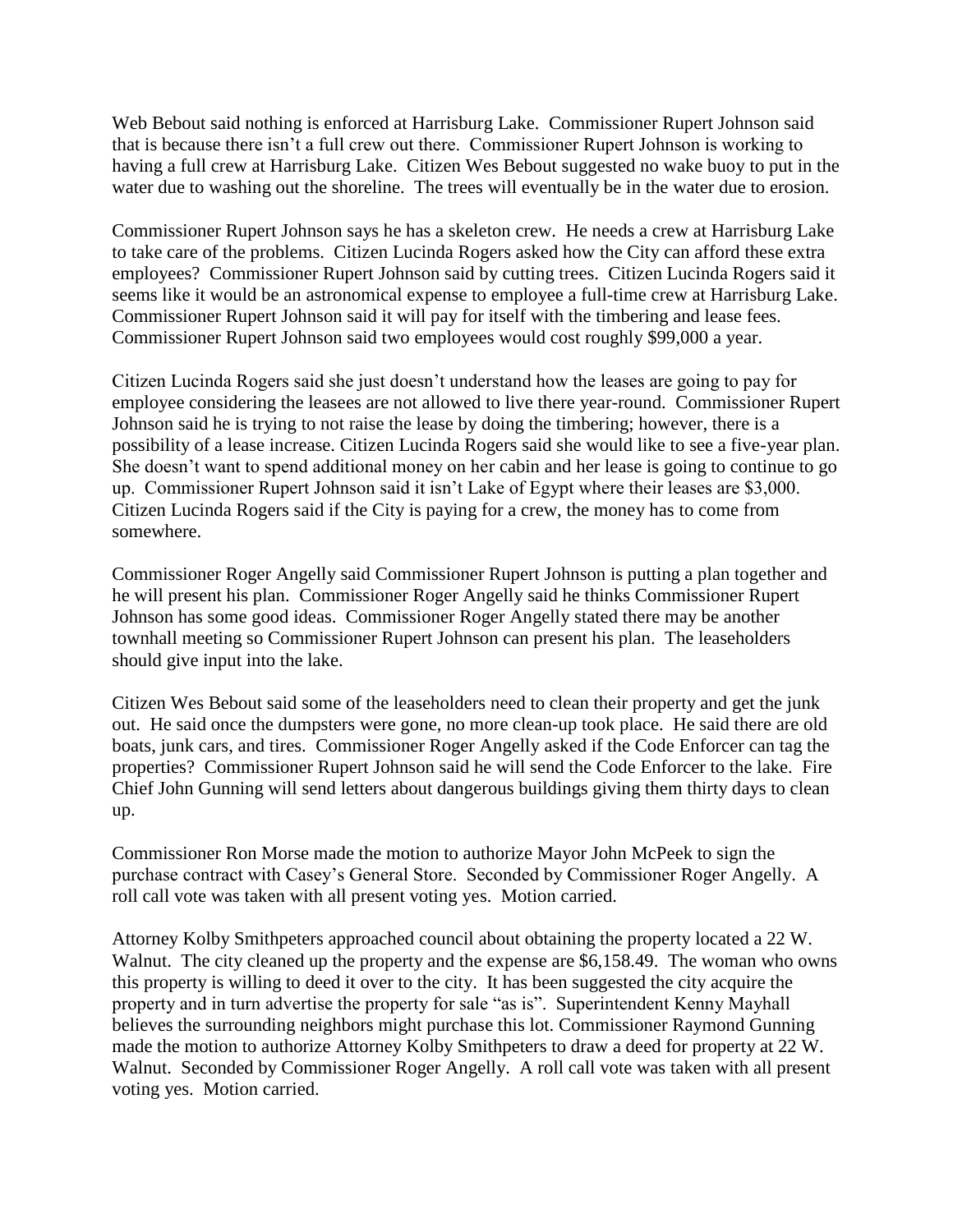Web Bebout said nothing is enforced at Harrisburg Lake. Commissioner Rupert Johnson said that is because there isn't a full crew out there. Commissioner Rupert Johnson is working to having a full crew at Harrisburg Lake. Citizen Wes Bebout suggested no wake buoy to put in the water due to washing out the shoreline. The trees will eventually be in the water due to erosion.

Commissioner Rupert Johnson says he has a skeleton crew. He needs a crew at Harrisburg Lake to take care of the problems. Citizen Lucinda Rogers asked how the City can afford these extra employees? Commissioner Rupert Johnson said by cutting trees. Citizen Lucinda Rogers said it seems like it would be an astronomical expense to employee a full-time crew at Harrisburg Lake. Commissioner Rupert Johnson said it will pay for itself with the timbering and lease fees. Commissioner Rupert Johnson said two employees would cost roughly $99,000 a year.

Citizen Lucinda Rogers said she just doesn't understand how the leases are going to pay for employee considering the leasees are not allowed to live there year-round. Commissioner Rupert Johnson said he is trying to not raise the lease by doing the timbering; however, there is a possibility of a lease increase. Citizen Lucinda Rogers said she would like to see a five-year plan. She doesn't want to spend additional money on her cabin and her lease is going to continue to go up. Commissioner Rupert Johnson said it isn't Lake of Egypt where their leases are $3,000. Citizen Lucinda Rogers said if the City is paying for a crew, the money has to come from somewhere.

Commissioner Roger Angelly said Commissioner Rupert Johnson is putting a plan together and he will present his plan. Commissioner Roger Angelly said he thinks Commissioner Rupert Johnson has some good ideas. Commissioner Roger Angelly stated there may be another townhall meeting so Commissioner Rupert Johnson can present his plan. The leaseholders should give input into the lake.

Citizen Wes Bebout said some of the leaseholders need to clean their property and get the junk out. He said once the dumpsters were gone, no more clean-up took place. He said there are old boats, junk cars, and tires. Commissioner Roger Angelly asked if the Code Enforcer can tag the properties? Commissioner Rupert Johnson said he will send the Code Enforcer to the lake. Fire Chief John Gunning will send letters about dangerous buildings giving them thirty days to clean up.

Commissioner Ron Morse made the motion to authorize Mayor John McPeek to sign the purchase contract with Casey's General Store. Seconded by Commissioner Roger Angelly. A roll call vote was taken with all present voting yes. Motion carried.

Attorney Kolby Smithpeters approached council about obtaining the property located a 22 W. Walnut. The city cleaned up the property and the expense are $6,158.49. The woman who owns this property is willing to deed it over to the city. It has been suggested the city acquire the property and in turn advertise the property for sale "as is". Superintendent Kenny Mayhall believes the surrounding neighbors might purchase this lot. Commissioner Raymond Gunning made the motion to authorize Attorney Kolby Smithpeters to draw a deed for property at 22 W. Walnut. Seconded by Commissioner Roger Angelly. A roll call vote was taken with all present voting yes. Motion carried.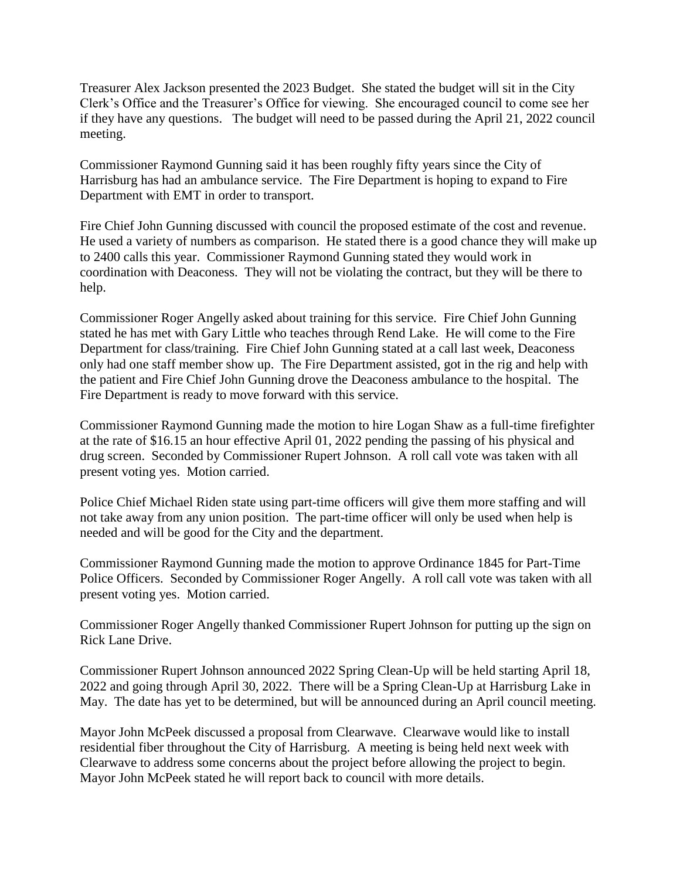Treasurer Alex Jackson presented the 2023 Budget. She stated the budget will sit in the City Clerk's Office and the Treasurer's Office for viewing. She encouraged council to come see her if they have any questions. The budget will need to be passed during the April 21, 2022 council meeting.

Commissioner Raymond Gunning said it has been roughly fifty years since the City of Harrisburg has had an ambulance service. The Fire Department is hoping to expand to Fire Department with EMT in order to transport.

Fire Chief John Gunning discussed with council the proposed estimate of the cost and revenue. He used a variety of numbers as comparison. He stated there is a good chance they will make up to 2400 calls this year. Commissioner Raymond Gunning stated they would work in coordination with Deaconess. They will not be violating the contract, but they will be there to help.

Commissioner Roger Angelly asked about training for this service. Fire Chief John Gunning stated he has met with Gary Little who teaches through Rend Lake. He will come to the Fire Department for class/training. Fire Chief John Gunning stated at a call last week, Deaconess only had one staff member show up. The Fire Department assisted, got in the rig and help with the patient and Fire Chief John Gunning drove the Deaconess ambulance to the hospital. The Fire Department is ready to move forward with this service.

Commissioner Raymond Gunning made the motion to hire Logan Shaw as a full-time firefighter at the rate of $16.15 an hour effective April 01, 2022 pending the passing of his physical and drug screen. Seconded by Commissioner Rupert Johnson. A roll call vote was taken with all present voting yes. Motion carried.

Police Chief Michael Riden state using part-time officers will give them more staffing and will not take away from any union position. The part-time officer will only be used when help is needed and will be good for the City and the department.

Commissioner Raymond Gunning made the motion to approve Ordinance 1845 for Part-Time Police Officers. Seconded by Commissioner Roger Angelly. A roll call vote was taken with all present voting yes. Motion carried.

Commissioner Roger Angelly thanked Commissioner Rupert Johnson for putting up the sign on Rick Lane Drive.

Commissioner Rupert Johnson announced 2022 Spring Clean-Up will be held starting April 18, 2022 and going through April 30, 2022. There will be a Spring Clean-Up at Harrisburg Lake in May. The date has yet to be determined, but will be announced during an April council meeting.

Mayor John McPeek discussed a proposal from Clearwave. Clearwave would like to install residential fiber throughout the City of Harrisburg. A meeting is being held next week with Clearwave to address some concerns about the project before allowing the project to begin. Mayor John McPeek stated he will report back to council with more details.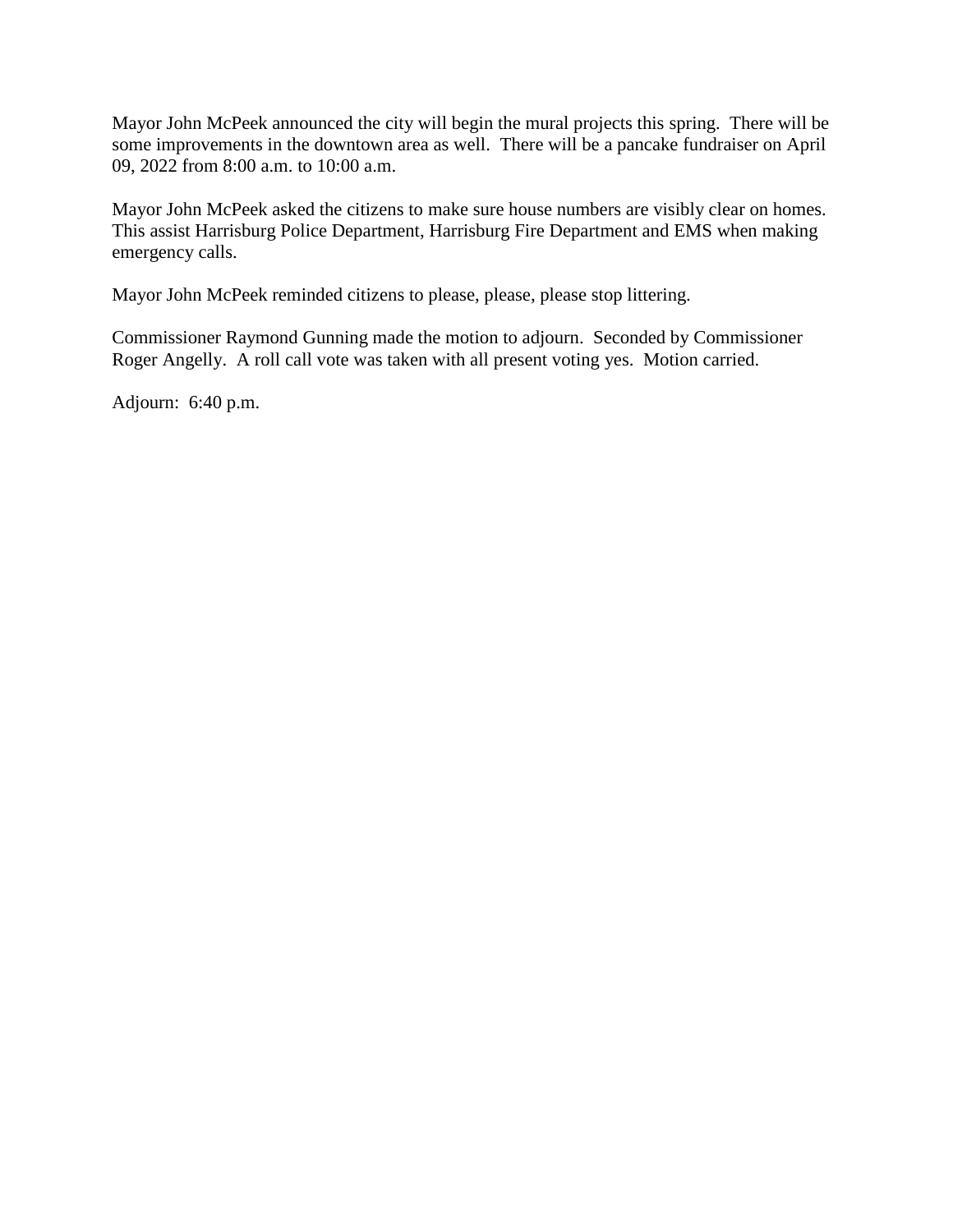Mayor John McPeek announced the city will begin the mural projects this spring. There will be some improvements in the downtown area as well. There will be a pancake fundraiser on April 09, 2022 from 8:00 a.m. to 10:00 a.m.

Mayor John McPeek asked the citizens to make sure house numbers are visibly clear on homes. This assist Harrisburg Police Department, Harrisburg Fire Department and EMS when making emergency calls.

Mayor John McPeek reminded citizens to please, please, please stop littering.

Commissioner Raymond Gunning made the motion to adjourn. Seconded by Commissioner Roger Angelly. A roll call vote was taken with all present voting yes. Motion carried.

Adjourn: 6:40 p.m.